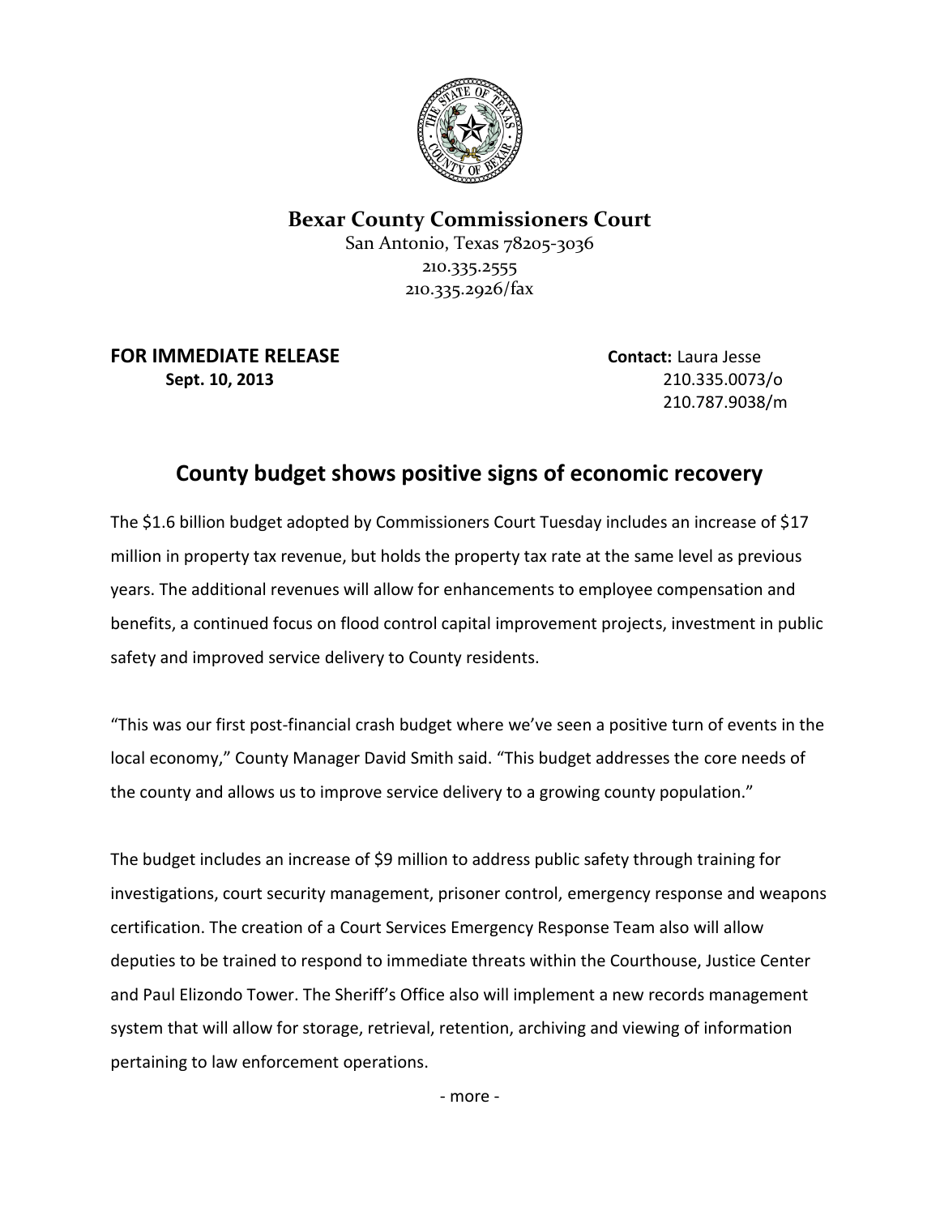**Bexar County Commissioners Court**

San Antonio, Texas 78205-3036
210.335.2555
210.335.2926/fax

**FOR IMMEDIATE RELEASE**
**Sept. 10, 2013**

**Contact:** Laura Jesse
210.335.0073/o
210.787.9038/m

# County budget shows positive signs of economic recovery

The $1.6 billion budget adopted by Commissioners Court Tuesday includes an increase of $17 million in property tax revenue, but holds the property tax rate at the same level as previous years. The additional revenues will allow for enhancements to employee compensation and benefits, a continued focus on flood control capital improvement projects, investment in public safety and improved service delivery to County residents.

"This was our first post-financial crash budget where we've seen a positive turn of events in the local economy," County Manager David Smith said. "This budget addresses the core needs of the county and allows us to improve service delivery to a growing county population."

The budget includes an increase of $9 million to address public safety through training for investigations, court security management, prisoner control, emergency response and weapons certification. The creation of a Court Services Emergency Response Team also will allow deputies to be trained to respond to immediate threats within the Courthouse, Justice Center and Paul Elizondo Tower. The Sheriff's Office also will implement a new records management system that will allow for storage, retrieval, retention, archiving and viewing of information pertaining to law enforcement operations.

- more -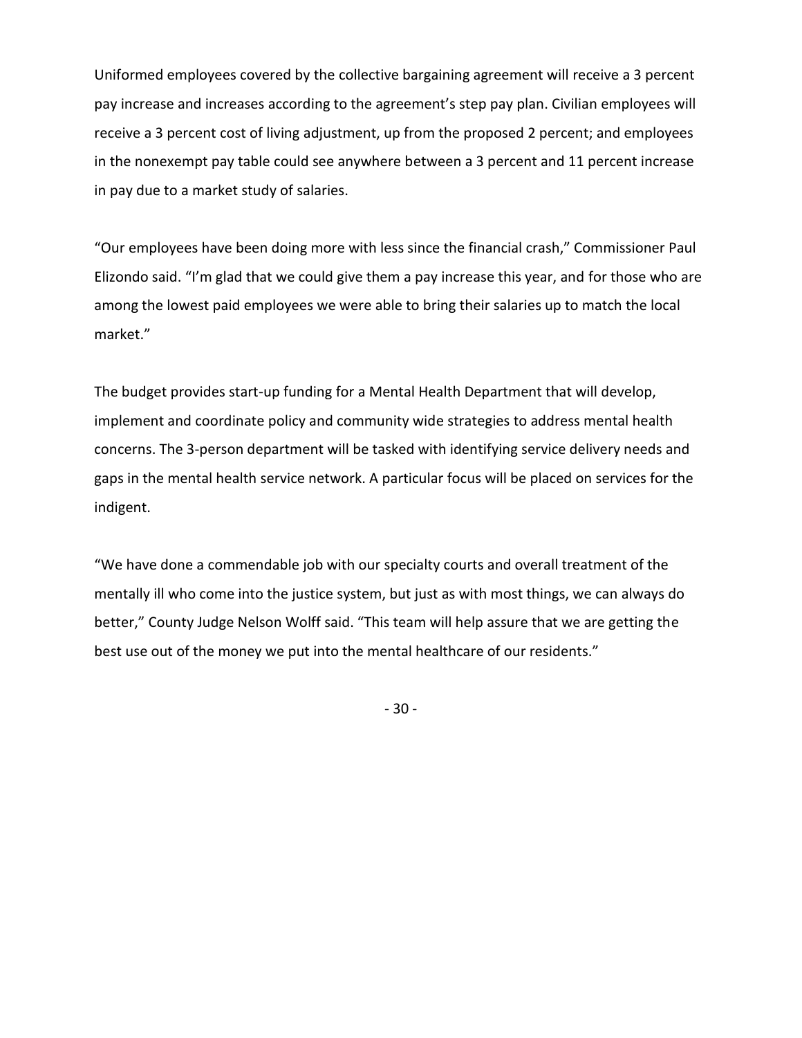Uniformed employees covered by the collective bargaining agreement will receive a 3 percent pay increase and increases according to the agreement's step pay plan. Civilian employees will receive a 3 percent cost of living adjustment, up from the proposed 2 percent; and employees in the nonexempt pay table could see anywhere between a 3 percent and 11 percent increase in pay due to a market study of salaries.

"Our employees have been doing more with less since the financial crash," Commissioner Paul Elizondo said. "I'm glad that we could give them a pay increase this year, and for those who are among the lowest paid employees we were able to bring their salaries up to match the local market."

The budget provides start-up funding for a Mental Health Department that will develop, implement and coordinate policy and community wide strategies to address mental health concerns. The 3-person department will be tasked with identifying service delivery needs and gaps in the mental health service network. A particular focus will be placed on services for the indigent.

"We have done a commendable job with our specialty courts and overall treatment of the mentally ill who come into the justice system, but just as with most things, we can always do better," County Judge Nelson Wolff said. "This team will help assure that we are getting the best use out of the money we put into the mental healthcare of our residents."

- 30 -